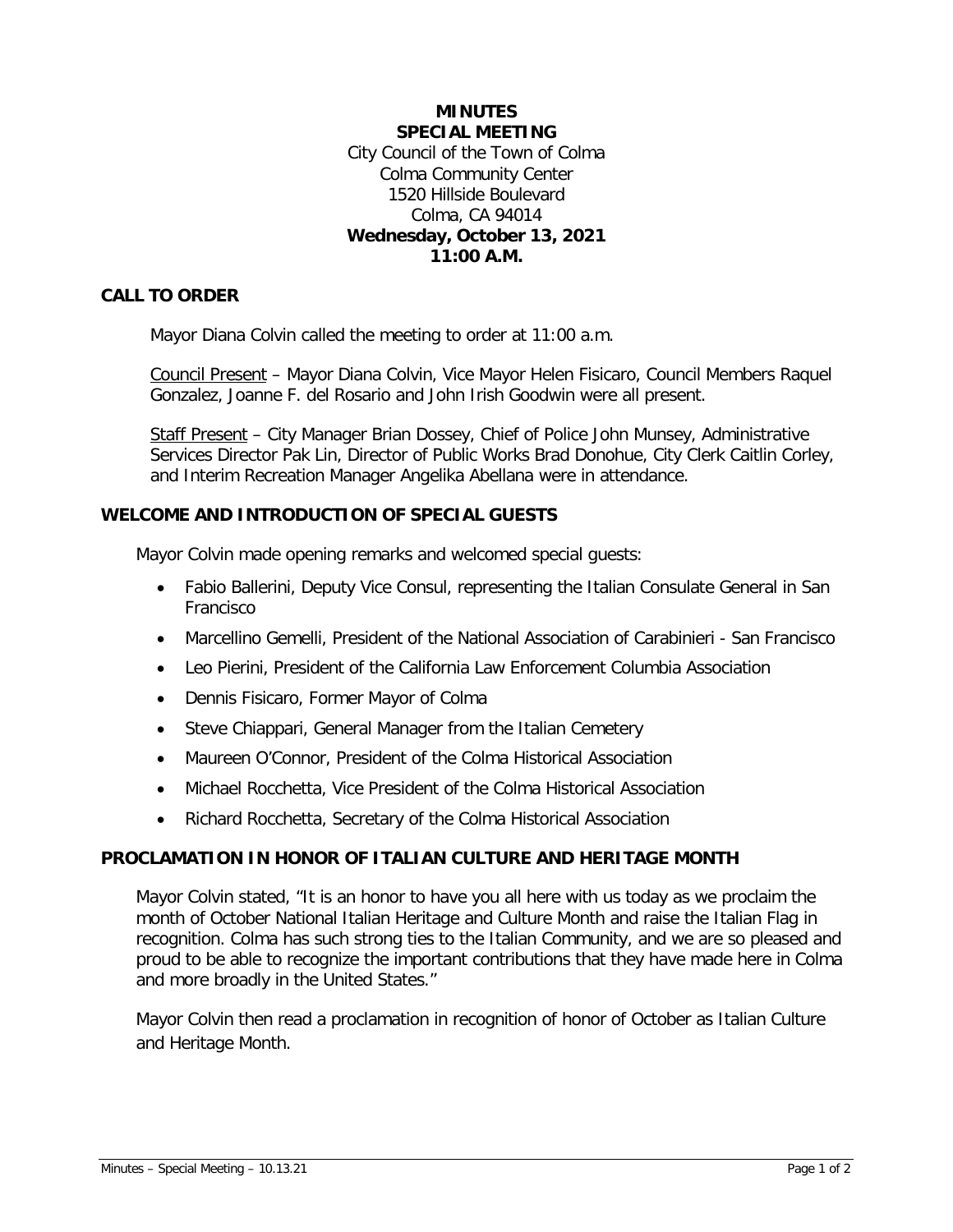# MINUTES
## SPECIAL MEETING

City Council of the Town of Colma
Colma Community Center
1520 Hillside Boulevard
Colma, CA 94014
**Wednesday, October 13, 2021**
**11:00 A.M.**

## CALL TO ORDER

Mayor Diana Colvin called the meeting to order at 11:00 a.m.

Council Present – Mayor Diana Colvin, Vice Mayor Helen Fisicaro, Council Members Raquel Gonzalez, Joanne F. del Rosario and John Irish Goodwin were all present.

Staff Present – City Manager Brian Dossey, Chief of Police John Munsey, Administrative Services Director Pak Lin, Director of Public Works Brad Donohue, City Clerk Caitlin Corley, and Interim Recreation Manager Angelika Abellana were in attendance.

## WELCOME AND INTRODUCTION OF SPECIAL GUESTS

Mayor Colvin made opening remarks and welcomed special guests:

- Fabio Ballerini, Deputy Vice Consul, representing the Italian Consulate General in San Francisco
- Marcellino Gemelli, President of the National Association of Carabinieri - San Francisco
- Leo Pierini, President of the California Law Enforcement Columbia Association
- Dennis Fisicaro, Former Mayor of Colma
- Steve Chiappari, General Manager from the Italian Cemetery
- Maureen O'Connor, President of the Colma Historical Association
- Michael Rocchetta, Vice President of the Colma Historical Association
- Richard Rocchetta, Secretary of the Colma Historical Association

## PROCLAMATION IN HONOR OF ITALIAN CULTURE AND HERITAGE MONTH

Mayor Colvin stated, "It is an honor to have you all here with us today as we proclaim the month of October National Italian Heritage and Culture Month and raise the Italian Flag in recognition. Colma has such strong ties to the Italian Community, and we are so pleased and proud to be able to recognize the important contributions that they have made here in Colma and more broadly in the United States."

Mayor Colvin then read a proclamation in recognition of honor of October as Italian Culture and Heritage Month.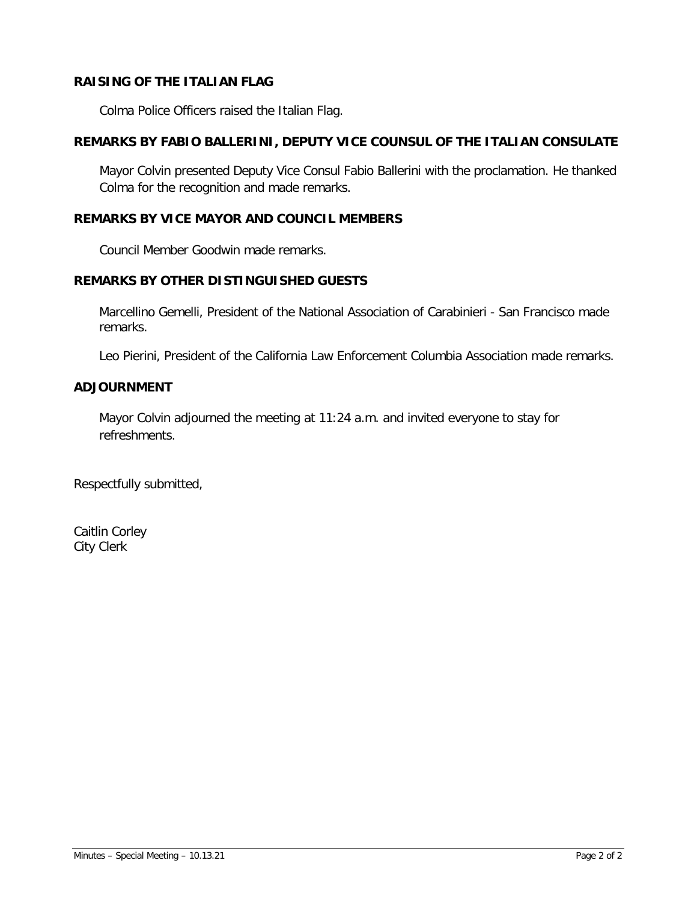**RAISING OF THE ITALIAN FLAG**

Colma Police Officers raised the Italian Flag.

**REMARKS BY FABIO BALLERINI, DEPUTY VICE COUNSUL OF THE ITALIAN CONSULATE**

Mayor Colvin presented Deputy Vice Consul Fabio Ballerini with the proclamation. He thanked Colma for the recognition and made remarks.

**REMARKS BY VICE MAYOR AND COUNCIL MEMBERS**

Council Member Goodwin made remarks.

**REMARKS BY OTHER DISTINGUISHED GUESTS**

Marcellino Gemelli, President of the National Association of Carabinieri - San Francisco made remarks.

Leo Pierini, President of the California Law Enforcement Columbia Association made remarks.

**ADJOURNMENT**

Mayor Colvin adjourned the meeting at 11:24 a.m. and invited everyone to stay for refreshments.

Respectfully submitted,

Caitlin Corley
City Clerk